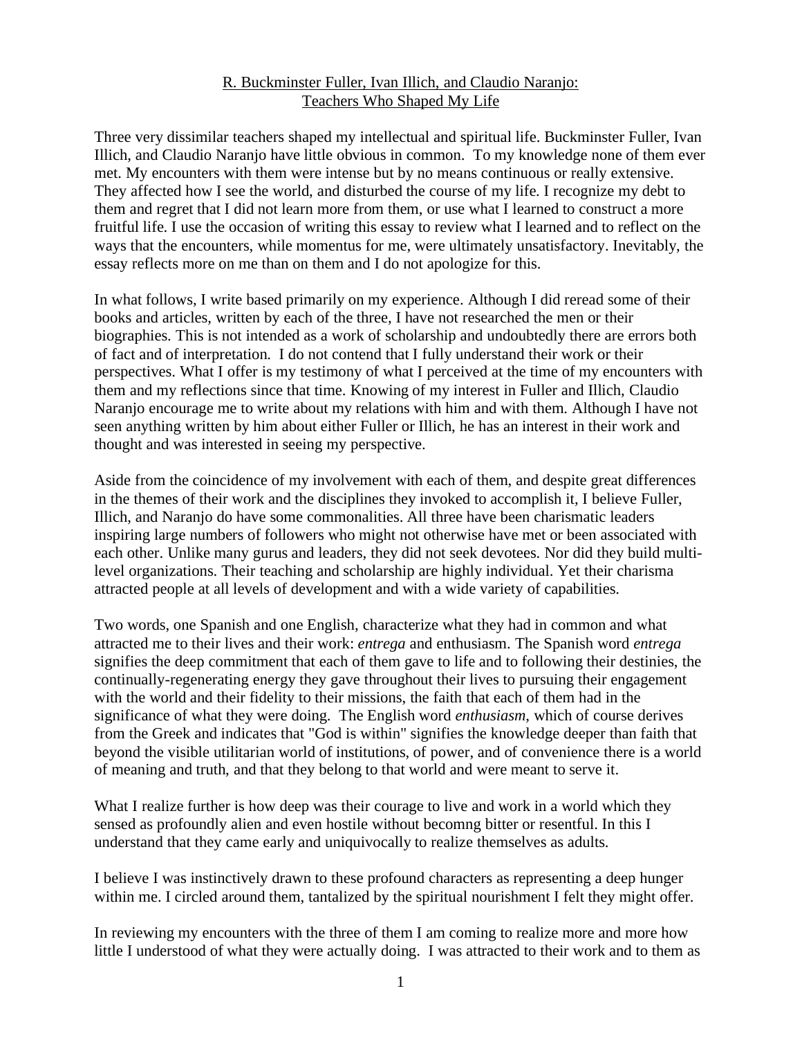R. Buckminster Fuller, Ivan Illich, and Claudio Naranjo:
Teachers Who Shaped My Life

Three very dissimilar teachers shaped my intellectual and spiritual life. Buckminster Fuller, Ivan Illich, and Claudio Naranjo have little obvious in common. To my knowledge none of them ever met. My encounters with them were intense but by no means continuous or really extensive. They affected how I see the world, and disturbed the course of my life. I recognize my debt to them and regret that I did not learn more from them, or use what I learned to construct a more fruitful life. I use the occasion of writing this essay to review what I learned and to reflect on the ways that the encounters, while momentus for me, were ultimately unsatisfactory. Inevitably, the essay reflects more on me than on them and I do not apologize for this.

In what follows, I write based primarily on my experience. Although I did reread some of their books and articles, written by each of the three, I have not researched the men or their biographies. This is not intended as a work of scholarship and undoubtedly there are errors both of fact and of interpretation. I do not contend that I fully understand their work or their perspectives. What I offer is my testimony of what I perceived at the time of my encounters with them and my reflections since that time. Knowing of my interest in Fuller and Illich, Claudio Naranjo encourage me to write about my relations with him and with them. Although I have not seen anything written by him about either Fuller or Illich, he has an interest in their work and thought and was interested in seeing my perspective.

Aside from the coincidence of my involvement with each of them, and despite great differences in the themes of their work and the disciplines they invoked to accomplish it, I believe Fuller, Illich, and Naranjo do have some commonalities. All three have been charismatic leaders inspiring large numbers of followers who might not otherwise have met or been associated with each other. Unlike many gurus and leaders, they did not seek devotees. Nor did they build multi-level organizations. Their teaching and scholarship are highly individual. Yet their charisma attracted people at all levels of development and with a wide variety of capabilities.

Two words, one Spanish and one English, characterize what they had in common and what attracted me to their lives and their work: *entrega* and enthusiasm. The Spanish word *entrega* signifies the deep commitment that each of them gave to life and to following their destinies, the continually-regenerating energy they gave throughout their lives to pursuing their engagement with the world and their fidelity to their missions, the faith that each of them had in the significance of what they were doing. The English word *enthusiasm*, which of course derives from the Greek and indicates that "God is within" signifies the knowledge deeper than faith that beyond the visible utilitarian world of institutions, of power, and of convenience there is a world of meaning and truth, and that they belong to that world and were meant to serve it.

What I realize further is how deep was their courage to live and work in a world which they sensed as profoundly alien and even hostile without becomng bitter or resentful. In this I understand that they came early and uniquivocally to realize themselves as adults.

I believe I was instinctively drawn to these profound characters as representing a deep hunger within me. I circled around them, tantalized by the spiritual nourishment I felt they might offer.

In reviewing my encounters with the three of them I am coming to realize more and more how little I understood of what they were actually doing. I was attracted to their work and to them as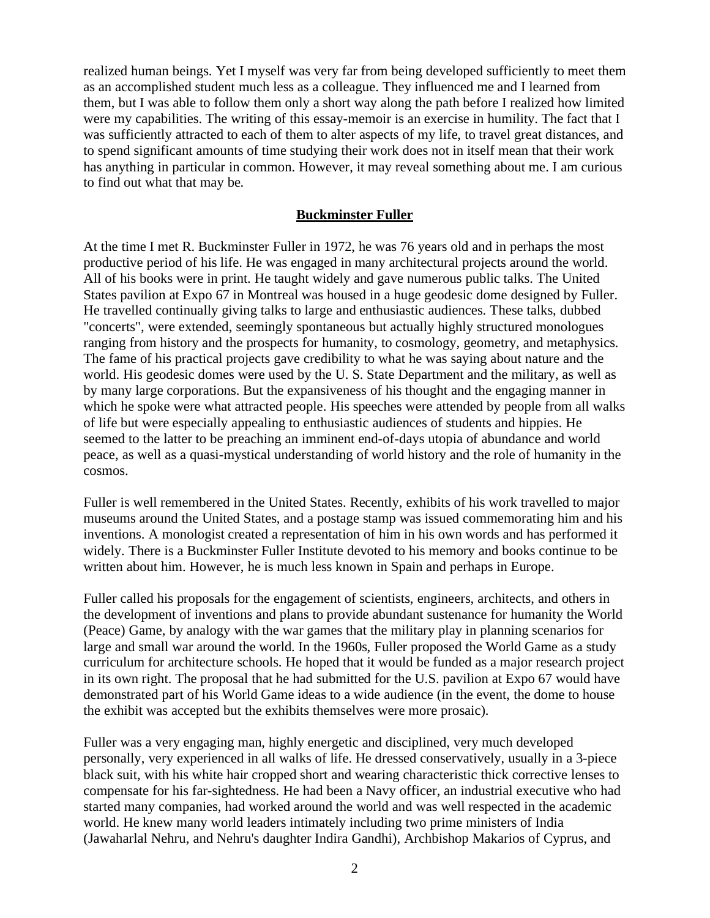realized human beings. Yet I myself was very far from being developed sufficiently to meet them as an accomplished student much less as a colleague. They influenced me and I learned from them, but I was able to follow them only a short way along the path before I realized how limited were my capabilities. The writing of this essay-memoir is an exercise in humility. The fact that I was sufficiently attracted to each of them to alter aspects of my life, to travel great distances, and to spend significant amounts of time studying their work does not in itself mean that their work has anything in particular in common. However, it may reveal something about me. I am curious to find out what that may be.

## Buckminster Fuller

At the time I met R. Buckminster Fuller in 1972, he was 76 years old and in perhaps the most productive period of his life. He was engaged in many architectural projects around the world. All of his books were in print. He taught widely and gave numerous public talks. The United States pavilion at Expo 67 in Montreal was housed in a huge geodesic dome designed by Fuller. He travelled continually giving talks to large and enthusiastic audiences. These talks, dubbed "concerts", were extended, seemingly spontaneous but actually highly structured monologues ranging from history and the prospects for humanity, to cosmology, geometry, and metaphysics. The fame of his practical projects gave credibility to what he was saying about nature and the world. His geodesic domes were used by the U. S. State Department and the military, as well as by many large corporations. But the expansiveness of his thought and the engaging manner in which he spoke were what attracted people. His speeches were attended by people from all walks of life but were especially appealing to enthusiastic audiences of students and hippies. He seemed to the latter to be preaching an imminent end-of-days utopia of abundance and world peace, as well as a quasi-mystical understanding of world history and the role of humanity in the cosmos.

Fuller is well remembered in the United States. Recently, exhibits of his work travelled to major museums around the United States, and a postage stamp was issued commemorating him and his inventions. A monologist created a representation of him in his own words and has performed it widely. There is a Buckminster Fuller Institute devoted to his memory and books continue to be written about him. However, he is much less known in Spain and perhaps in Europe.

Fuller called his proposals for the engagement of scientists, engineers, architects, and others in the development of inventions and plans to provide abundant sustenance for humanity the World (Peace) Game, by analogy with the war games that the military play in planning scenarios for large and small war around the world. In the 1960s, Fuller proposed the World Game as a study curriculum for architecture schools. He hoped that it would be funded as a major research project in its own right. The proposal that he had submitted for the U.S. pavilion at Expo 67 would have demonstrated part of his World Game ideas to a wide audience (in the event, the dome to house the exhibit was accepted but the exhibits themselves were more prosaic).

Fuller was a very engaging man, highly energetic and disciplined, very much developed personally, very experienced in all walks of life. He dressed conservatively, usually in a 3-piece black suit, with his white hair cropped short and wearing characteristic thick corrective lenses to compensate for his far-sightedness. He had been a Navy officer, an industrial executive who had started many companies, had worked around the world and was well respected in the academic world. He knew many world leaders intimately including two prime ministers of India (Jawaharlal Nehru, and Nehru's daughter Indira Gandhi), Archbishop Makarios of Cyprus, and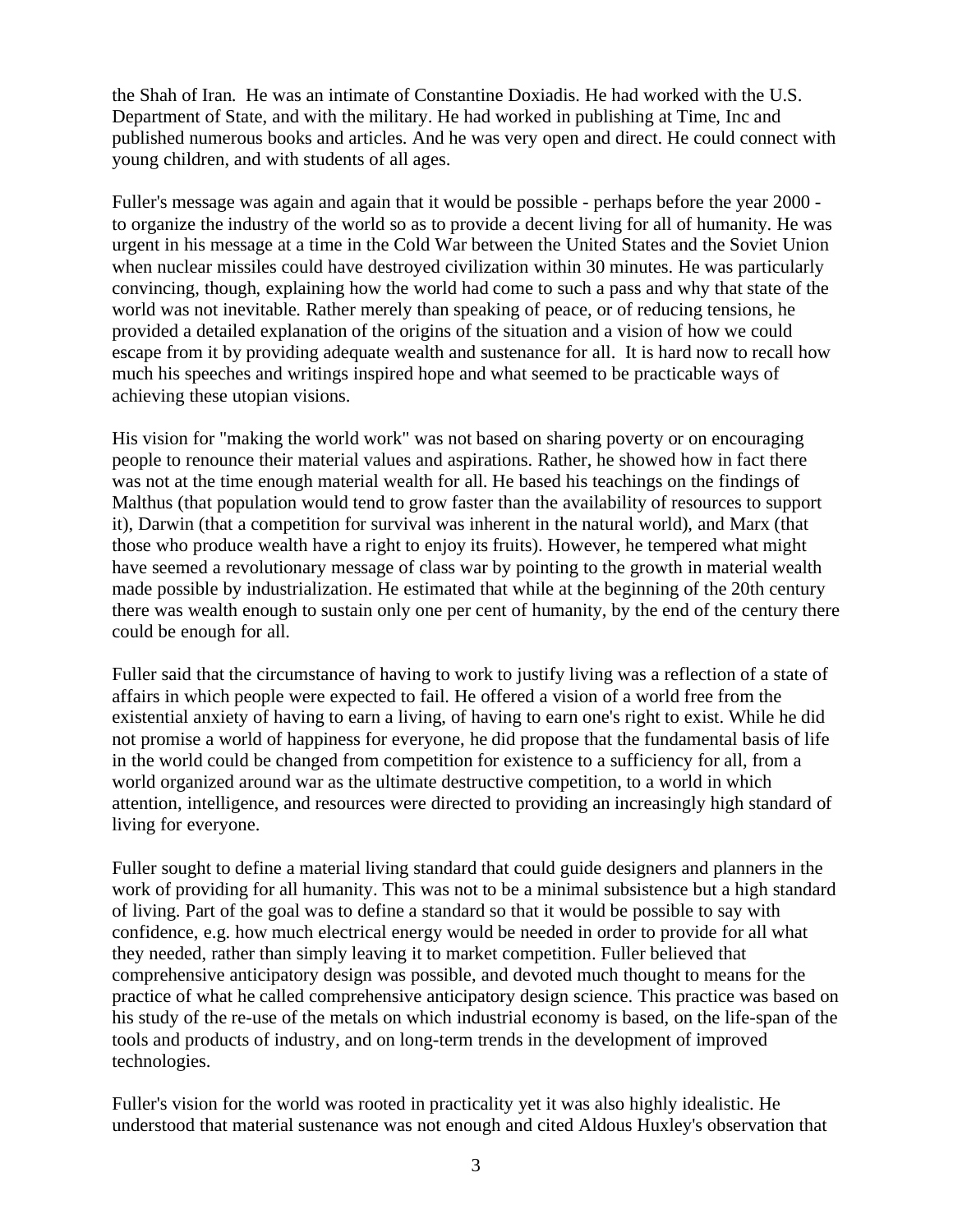the Shah of Iran. He was an intimate of Constantine Doxiadis. He had worked with the U.S. Department of State, and with the military. He had worked in publishing at Time, Inc and published numerous books and articles. And he was very open and direct. He could connect with young children, and with students of all ages.

Fuller's message was again and again that it would be possible - perhaps before the year 2000 - to organize the industry of the world so as to provide a decent living for all of humanity. He was urgent in his message at a time in the Cold War between the United States and the Soviet Union when nuclear missiles could have destroyed civilization within 30 minutes. He was particularly convincing, though, explaining how the world had come to such a pass and why that state of the world was not inevitable. Rather merely than speaking of peace, or of reducing tensions, he provided a detailed explanation of the origins of the situation and a vision of how we could escape from it by providing adequate wealth and sustenance for all. It is hard now to recall how much his speeches and writings inspired hope and what seemed to be practicable ways of achieving these utopian visions.

His vision for "making the world work" was not based on sharing poverty or on encouraging people to renounce their material values and aspirations. Rather, he showed how in fact there was not at the time enough material wealth for all. He based his teachings on the findings of Malthus (that population would tend to grow faster than the availability of resources to support it), Darwin (that a competition for survival was inherent in the natural world), and Marx (that those who produce wealth have a right to enjoy its fruits). However, he tempered what might have seemed a revolutionary message of class war by pointing to the growth in material wealth made possible by industrialization. He estimated that while at the beginning of the 20th century there was wealth enough to sustain only one per cent of humanity, by the end of the century there could be enough for all.

Fuller said that the circumstance of having to work to justify living was a reflection of a state of affairs in which people were expected to fail. He offered a vision of a world free from the existential anxiety of having to earn a living, of having to earn one's right to exist. While he did not promise a world of happiness for everyone, he did propose that the fundamental basis of life in the world could be changed from competition for existence to a sufficiency for all, from a world organized around war as the ultimate destructive competition, to a world in which attention, intelligence, and resources were directed to providing an increasingly high standard of living for everyone.

Fuller sought to define a material living standard that could guide designers and planners in the work of providing for all humanity. This was not to be a minimal subsistence but a high standard of living. Part of the goal was to define a standard so that it would be possible to say with confidence, e.g. how much electrical energy would be needed in order to provide for all what they needed, rather than simply leaving it to market competition. Fuller believed that comprehensive anticipatory design was possible, and devoted much thought to means for the practice of what he called comprehensive anticipatory design science. This practice was based on his study of the re-use of the metals on which industrial economy is based, on the life-span of the tools and products of industry, and on long-term trends in the development of improved technologies.

Fuller's vision for the world was rooted in practicality yet it was also highly idealistic. He understood that material sustenance was not enough and cited Aldous Huxley's observation that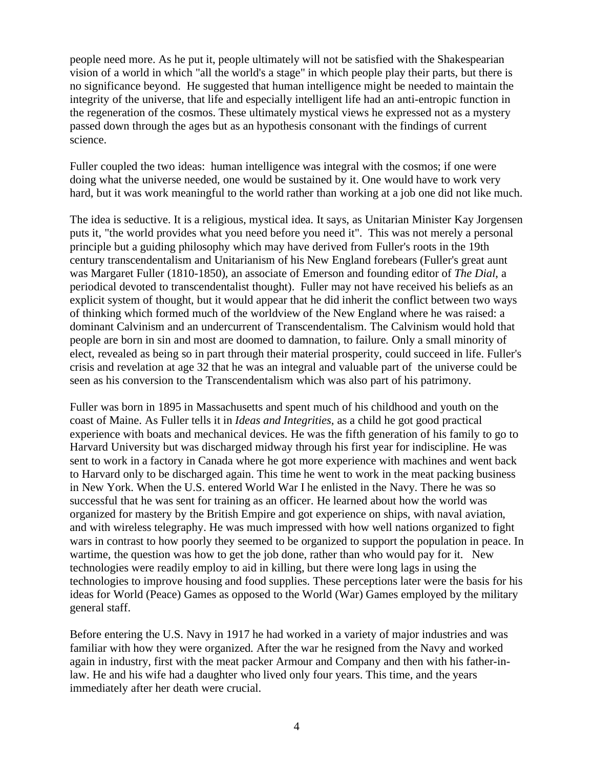people need more. As he put it, people ultimately will not be satisfied with the Shakespearian vision of a world in which "all the world's a stage" in which people play their parts, but there is no significance beyond. He suggested that human intelligence might be needed to maintain the integrity of the universe, that life and especially intelligent life had an anti-entropic function in the regeneration of the cosmos. These ultimately mystical views he expressed not as a mystery passed down through the ages but as an hypothesis consonant with the findings of current science.

Fuller coupled the two ideas: human intelligence was integral with the cosmos; if one were doing what the universe needed, one would be sustained by it. One would have to work very hard, but it was work meaningful to the world rather than working at a job one did not like much.

The idea is seductive. It is a religious, mystical idea. It says, as Unitarian Minister Kay Jorgensen puts it, "the world provides what you need before you need it". This was not merely a personal principle but a guiding philosophy which may have derived from Fuller's roots in the 19th century transcendentalism and Unitarianism of his New England forebears (Fuller's great aunt was Margaret Fuller (1810-1850), an associate of Emerson and founding editor of *The Dial*, a periodical devoted to transcendentalist thought). Fuller may not have received his beliefs as an explicit system of thought, but it would appear that he did inherit the conflict between two ways of thinking which formed much of the worldview of the New England where he was raised: a dominant Calvinism and an undercurrent of Transcendentalism. The Calvinism would hold that people are born in sin and most are doomed to damnation, to failure. Only a small minority of elect, revealed as being so in part through their material prosperity, could succeed in life. Fuller's crisis and revelation at age 32 that he was an integral and valuable part of the universe could be seen as his conversion to the Transcendentalism which was also part of his patrimony.

Fuller was born in 1895 in Massachusetts and spent much of his childhood and youth on the coast of Maine. As Fuller tells it in *Ideas and Integrities*, as a child he got good practical experience with boats and mechanical devices. He was the fifth generation of his family to go to Harvard University but was discharged midway through his first year for indiscipline. He was sent to work in a factory in Canada where he got more experience with machines and went back to Harvard only to be discharged again. This time he went to work in the meat packing business in New York. When the U.S. entered World War I he enlisted in the Navy. There he was so successful that he was sent for training as an officer. He learned about how the world was organized for mastery by the British Empire and got experience on ships, with naval aviation, and with wireless telegraphy. He was much impressed with how well nations organized to fight wars in contrast to how poorly they seemed to be organized to support the population in peace. In wartime, the question was how to get the job done, rather than who would pay for it. New technologies were readily employ to aid in killing, but there were long lags in using the technologies to improve housing and food supplies. These perceptions later were the basis for his ideas for World (Peace) Games as opposed to the World (War) Games employed by the military general staff.

Before entering the U.S. Navy in 1917 he had worked in a variety of major industries and was familiar with how they were organized. After the war he resigned from the Navy and worked again in industry, first with the meat packer Armour and Company and then with his father-in-law. He and his wife had a daughter who lived only four years. This time, and the years immediately after her death were crucial.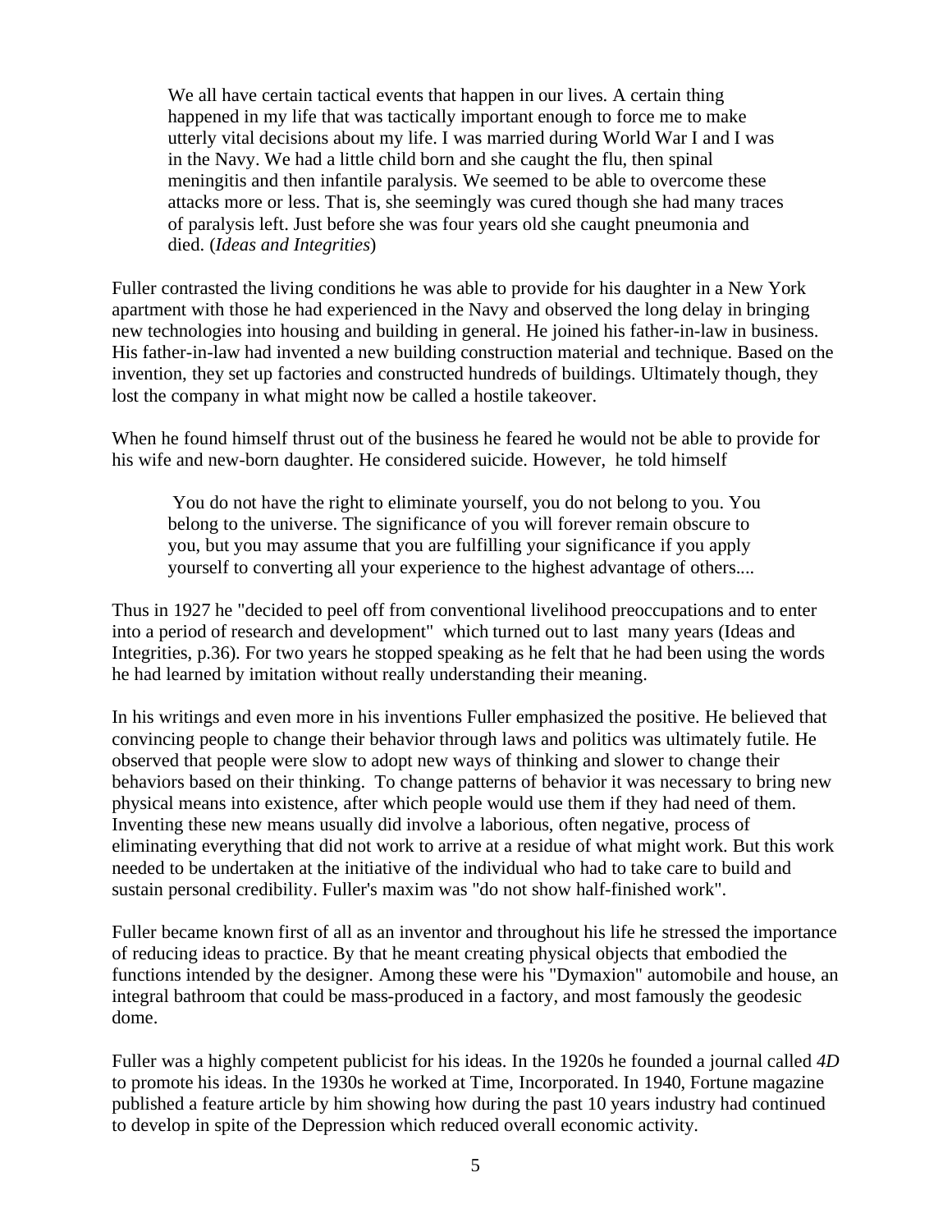> We all have certain tactical events that happen in our lives. A certain thing happened in my life that was tactically important enough to force me to make utterly vital decisions about my life. I was married during World War I and I was in the Navy. We had a little child born and she caught the flu, then spinal meningitis and then infantile paralysis. We seemed to be able to overcome these attacks more or less. That is, she seemingly was cured though she had many traces of paralysis left. Just before she was four years old she caught pneumonia and died. (*Ideas and Integrities*)

Fuller contrasted the living conditions he was able to provide for his daughter in a New York apartment with those he had experienced in the Navy and observed the long delay in bringing new technologies into housing and building in general. He joined his father-in-law in business. His father-in-law had invented a new building construction material and technique. Based on the invention, they set up factories and constructed hundreds of buildings. Ultimately though, they lost the company in what might now be called a hostile takeover.

When he found himself thrust out of the business he feared he would not be able to provide for his wife and new-born daughter. He considered suicide. However, he told himself

> You do not have the right to eliminate yourself, you do not belong to you. You belong to the universe. The significance of you will forever remain obscure to you, but you may assume that you are fulfilling your significance if you apply yourself to converting all your experience to the highest advantage of others....

Thus in 1927 he "decided to peel off from conventional livelihood preoccupations and to enter into a period of research and development" which turned out to last many years (Ideas and Integrities, p.36). For two years he stopped speaking as he felt that he had been using the words he had learned by imitation without really understanding their meaning.

In his writings and even more in his inventions Fuller emphasized the positive. He believed that convincing people to change their behavior through laws and politics was ultimately futile. He observed that people were slow to adopt new ways of thinking and slower to change their behaviors based on their thinking. To change patterns of behavior it was necessary to bring new physical means into existence, after which people would use them if they had need of them. Inventing these new means usually did involve a laborious, often negative, process of eliminating everything that did not work to arrive at a residue of what might work. But this work needed to be undertaken at the initiative of the individual who had to take care to build and sustain personal credibility. Fuller's maxim was "do not show half-finished work".

Fuller became known first of all as an inventor and throughout his life he stressed the importance of reducing ideas to practice. By that he meant creating physical objects that embodied the functions intended by the designer. Among these were his "Dymaxion" automobile and house, an integral bathroom that could be mass-produced in a factory, and most famously the geodesic dome.

Fuller was a highly competent publicist for his ideas. In the 1920s he founded a journal called *4D* to promote his ideas. In the 1930s he worked at Time, Incorporated. In 1940, Fortune magazine published a feature article by him showing how during the past 10 years industry had continued to develop in spite of the Depression which reduced overall economic activity.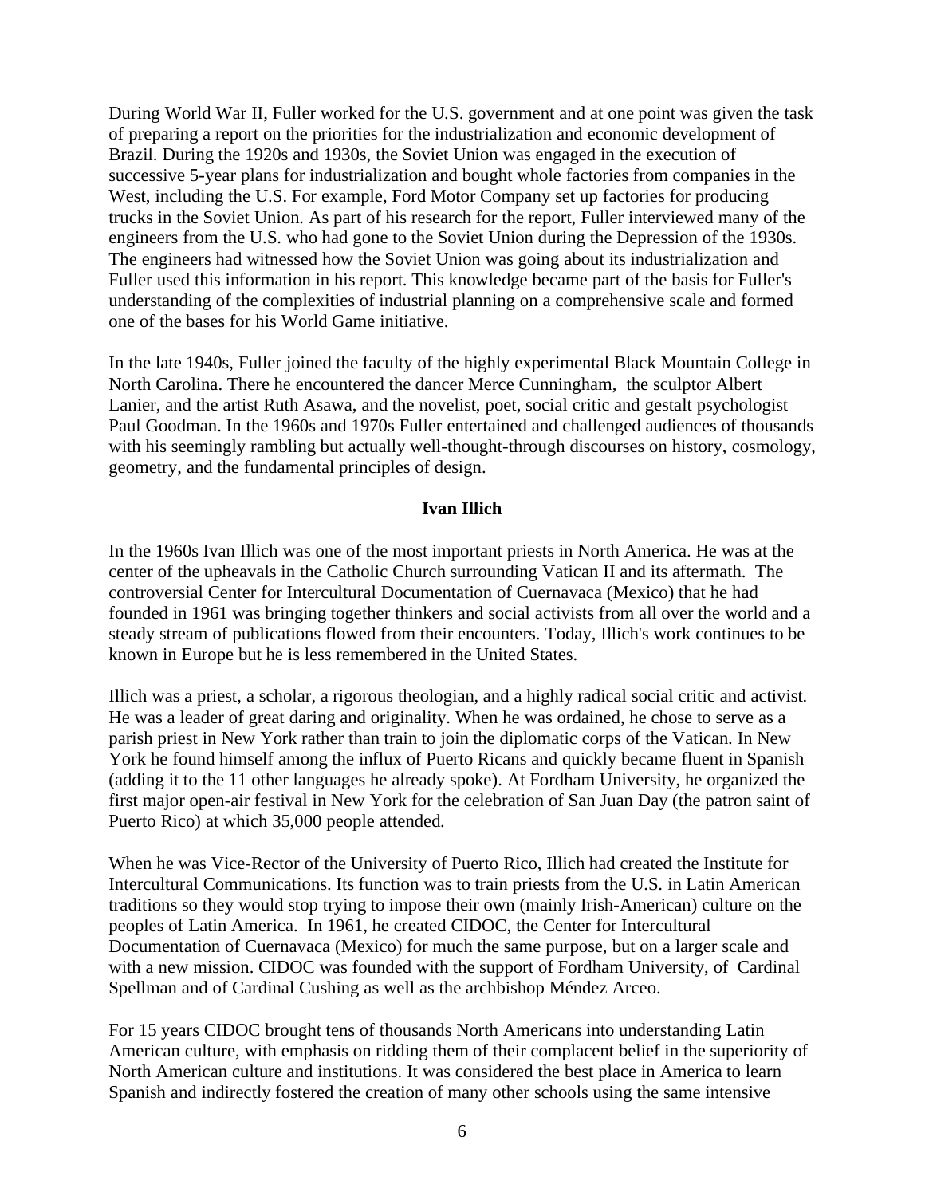During World War II, Fuller worked for the U.S. government and at one point was given the task of preparing a report on the priorities for the industrialization and economic development of Brazil. During the 1920s and 1930s, the Soviet Union was engaged in the execution of successive 5-year plans for industrialization and bought whole factories from companies in the West, including the U.S. For example, Ford Motor Company set up factories for producing trucks in the Soviet Union. As part of his research for the report, Fuller interviewed many of the engineers from the U.S. who had gone to the Soviet Union during the Depression of the 1930s. The engineers had witnessed how the Soviet Union was going about its industrialization and Fuller used this information in his report. This knowledge became part of the basis for Fuller's understanding of the complexities of industrial planning on a comprehensive scale and formed one of the bases for his World Game initiative.

In the late 1940s, Fuller joined the faculty of the highly experimental Black Mountain College in North Carolina. There he encountered the dancer Merce Cunningham, the sculptor Albert Lanier, and the artist Ruth Asawa, and the novelist, poet, social critic and gestalt psychologist Paul Goodman. In the 1960s and 1970s Fuller entertained and challenged audiences of thousands with his seemingly rambling but actually well-thought-through discourses on history, cosmology, geometry, and the fundamental principles of design.

## Ivan Illich

In the 1960s Ivan Illich was one of the most important priests in North America. He was at the center of the upheavals in the Catholic Church surrounding Vatican II and its aftermath. The controversial Center for Intercultural Documentation of Cuernavaca (Mexico) that he had founded in 1961 was bringing together thinkers and social activists from all over the world and a steady stream of publications flowed from their encounters. Today, Illich's work continues to be known in Europe but he is less remembered in the United States.

Illich was a priest, a scholar, a rigorous theologian, and a highly radical social critic and activist. He was a leader of great daring and originality. When he was ordained, he chose to serve as a parish priest in New York rather than train to join the diplomatic corps of the Vatican. In New York he found himself among the influx of Puerto Ricans and quickly became fluent in Spanish (adding it to the 11 other languages he already spoke). At Fordham University, he organized the first major open-air festival in New York for the celebration of San Juan Day (the patron saint of Puerto Rico) at which 35,000 people attended.

When he was Vice-Rector of the University of Puerto Rico, Illich had created the Institute for Intercultural Communications. Its function was to train priests from the U.S. in Latin American traditions so they would stop trying to impose their own (mainly Irish-American) culture on the peoples of Latin America. In 1961, he created CIDOC, the Center for Intercultural Documentation of Cuernavaca (Mexico) for much the same purpose, but on a larger scale and with a new mission. CIDOC was founded with the support of Fordham University, of Cardinal Spellman and of Cardinal Cushing as well as the archbishop Méndez Arceo.

For 15 years CIDOC brought tens of thousands North Americans into understanding Latin American culture, with emphasis on ridding them of their complacent belief in the superiority of North American culture and institutions. It was considered the best place in America to learn Spanish and indirectly fostered the creation of many other schools using the same intensive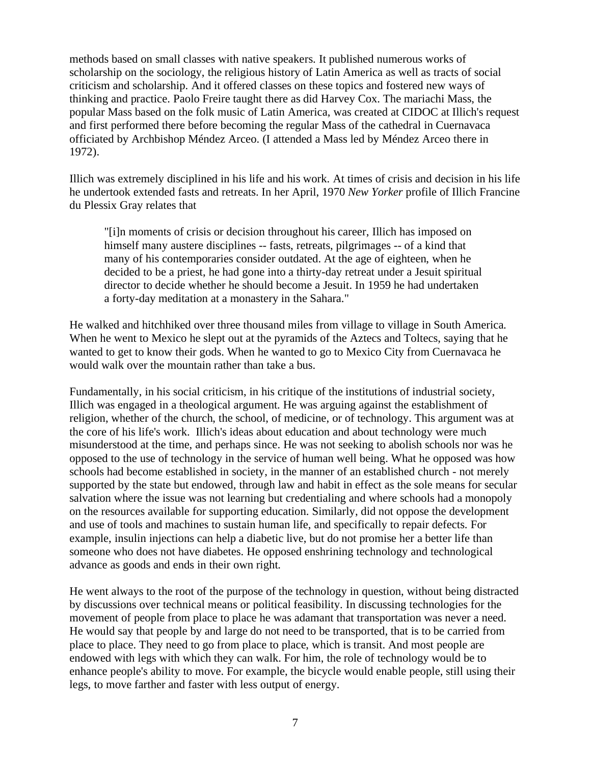methods based on small classes with native speakers. It published numerous works of scholarship on the sociology, the religious history of Latin America as well as tracts of social criticism and scholarship. And it offered classes on these topics and fostered new ways of thinking and practice. Paolo Freire taught there as did Harvey Cox. The mariachi Mass, the popular Mass based on the folk music of Latin America, was created at CIDOC at Illich's request and first performed there before becoming the regular Mass of the cathedral in Cuernavaca officiated by Archbishop Méndez Arceo. (I attended a Mass led by Méndez Arceo there in 1972).

Illich was extremely disciplined in his life and his work. At times of crisis and decision in his life he undertook extended fasts and retreats. In her April, 1970 *New Yorker* profile of Illich Francine du Plessix Gray relates that

> "[i]n moments of crisis or decision throughout his career, Illich has imposed on himself many austere disciplines -- fasts, retreats, pilgrimages -- of a kind that many of his contemporaries consider outdated. At the age of eighteen, when he decided to be a priest, he had gone into a thirty-day retreat under a Jesuit spiritual director to decide whether he should become a Jesuit. In 1959 he had undertaken a forty-day meditation at a monastery in the Sahara."

He walked and hitchhiked over three thousand miles from village to village in South America. When he went to Mexico he slept out at the pyramids of the Aztecs and Toltecs, saying that he wanted to get to know their gods. When he wanted to go to Mexico City from Cuernavaca he would walk over the mountain rather than take a bus.

Fundamentally, in his social criticism, in his critique of the institutions of industrial society, Illich was engaged in a theological argument. He was arguing against the establishment of religion, whether of the church, the school, of medicine, or of technology. This argument was at the core of his life's work. Illich's ideas about education and about technology were much misunderstood at the time, and perhaps since. He was not seeking to abolish schools nor was he opposed to the use of technology in the service of human well being. What he opposed was how schools had become established in society, in the manner of an established church - not merely supported by the state but endowed, through law and habit in effect as the sole means for secular salvation where the issue was not learning but credentialing and where schools had a monopoly on the resources available for supporting education. Similarly, did not oppose the development and use of tools and machines to sustain human life, and specifically to repair defects. For example, insulin injections can help a diabetic live, but do not promise her a better life than someone who does not have diabetes. He opposed enshrining technology and technological advance as goods and ends in their own right.

He went always to the root of the purpose of the technology in question, without being distracted by discussions over technical means or political feasibility. In discussing technologies for the movement of people from place to place he was adamant that transportation was never a need. He would say that people by and large do not need to be transported, that is to be carried from place to place. They need to go from place to place, which is transit. And most people are endowed with legs with which they can walk. For him, the role of technology would be to enhance people's ability to move. For example, the bicycle would enable people, still using their legs, to move farther and faster with less output of energy.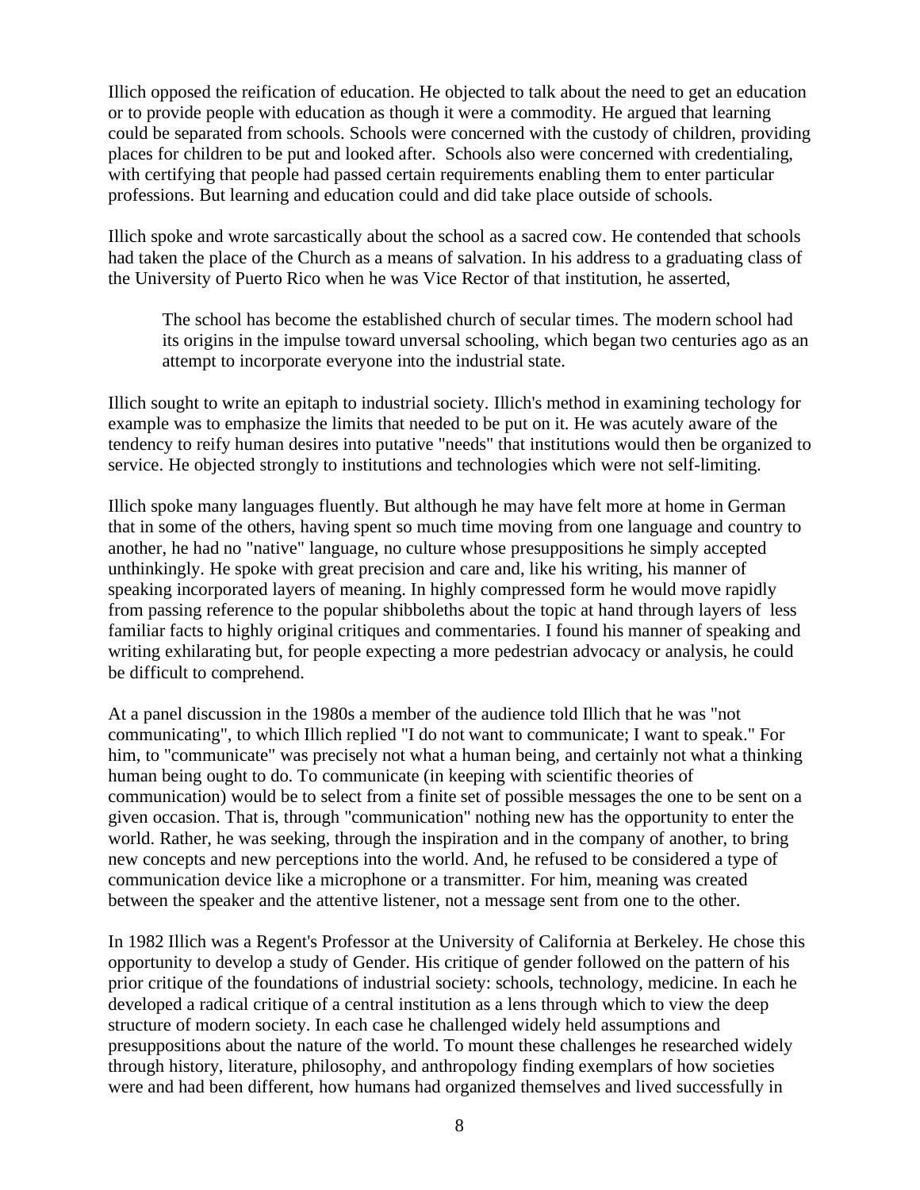Illich opposed the reification of education. He objected to talk about the need to get an education or to provide people with education as though it were a commodity. He argued that learning could be separated from schools. Schools were concerned with the custody of children, providing places for children to be put and looked after. Schools also were concerned with credentialing, with certifying that people had passed certain requirements enabling them to enter particular professions. But learning and education could and did take place outside of schools.

Illich spoke and wrote sarcastically about the school as a sacred cow. He contended that schools had taken the place of the Church as a means of salvation. In his address to a graduating class of the University of Puerto Rico when he was Vice Rector of that institution, he asserted,

> The school has become the established church of secular times. The modern school had its origins in the impulse toward unversal schooling, which began two centuries ago as an attempt to incorporate everyone into the industrial state.

Illich sought to write an epitaph to industrial society. Illich's method in examining techology for example was to emphasize the limits that needed to be put on it. He was acutely aware of the tendency to reify human desires into putative "needs" that institutions would then be organized to service. He objected strongly to institutions and technologies which were not self-limiting.

Illich spoke many languages fluently. But although he may have felt more at home in German that in some of the others, having spent so much time moving from one language and country to another, he had no "native" language, no culture whose presuppositions he simply accepted unthinkingly. He spoke with great precision and care and, like his writing, his manner of speaking incorporated layers of meaning. In highly compressed form he would move rapidly from passing reference to the popular shibboleths about the topic at hand through layers of less familiar facts to highly original critiques and commentaries. I found his manner of speaking and writing exhilarating but, for people expecting a more pedestrian advocacy or analysis, he could be difficult to comprehend.

At a panel discussion in the 1980s a member of the audience told Illich that he was "not communicating", to which Illich replied "I do not want to communicate; I want to speak." For him, to "communicate" was precisely not what a human being, and certainly not what a thinking human being ought to do. To communicate (in keeping with scientific theories of communication) would be to select from a finite set of possible messages the one to be sent on a given occasion. That is, through "communication" nothing new has the opportunity to enter the world. Rather, he was seeking, through the inspiration and in the company of another, to bring new concepts and new perceptions into the world. And, he refused to be considered a type of communication device like a microphone or a transmitter. For him, meaning was created between the speaker and the attentive listener, not a message sent from one to the other.

In 1982 Illich was a Regent's Professor at the University of California at Berkeley. He chose this opportunity to develop a study of Gender. His critique of gender followed on the pattern of his prior critique of the foundations of industrial society: schools, technology, medicine. In each he developed a radical critique of a central institution as a lens through which to view the deep structure of modern society. In each case he challenged widely held assumptions and presuppositions about the nature of the world. To mount these challenges he researched widely through history, literature, philosophy, and anthropology finding exemplars of how societies were and had been different, how humans had organized themselves and lived successfully in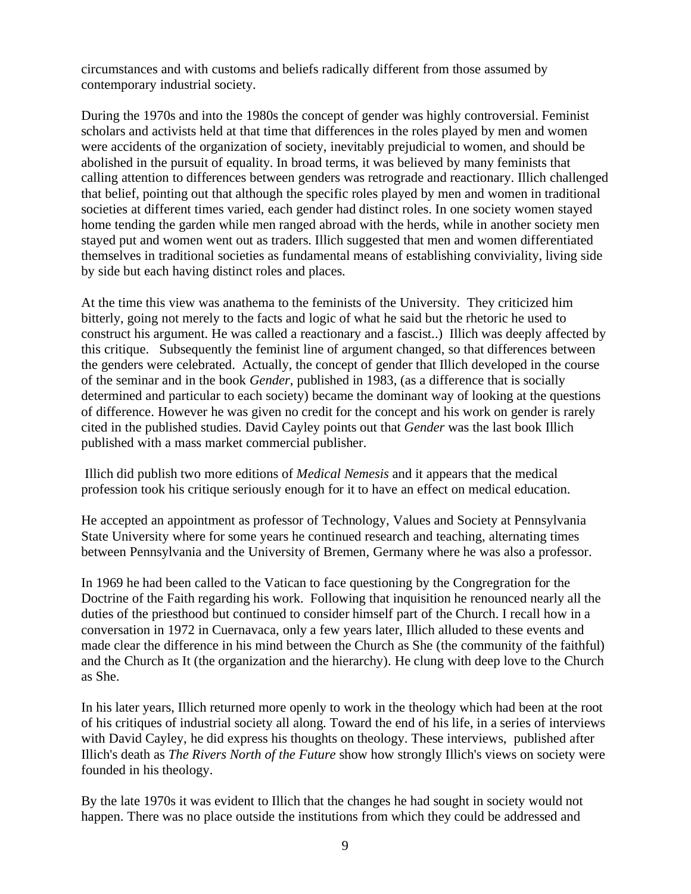circumstances and with customs and beliefs radically different from those assumed by contemporary industrial society.

During the 1970s and into the 1980s the concept of gender was highly controversial. Feminist scholars and activists held at that time that differences in the roles played by men and women were accidents of the organization of society, inevitably prejudicial to women, and should be abolished in the pursuit of equality. In broad terms, it was believed by many feminists that calling attention to differences between genders was retrograde and reactionary. Illich challenged that belief, pointing out that although the specific roles played by men and women in traditional societies at different times varied, each gender had distinct roles. In one society women stayed home tending the garden while men ranged abroad with the herds, while in another society men stayed put and women went out as traders. Illich suggested that men and women differentiated themselves in traditional societies as fundamental means of establishing conviviality, living side by side but each having distinct roles and places.

At the time this view was anathema to the feminists of the University. They criticized him bitterly, going not merely to the facts and logic of what he said but the rhetoric he used to construct his argument. He was called a reactionary and a fascist..) Illich was deeply affected by this critique. Subsequently the feminist line of argument changed, so that differences between the genders were celebrated. Actually, the concept of gender that Illich developed in the course of the seminar and in the book *Gender*, published in 1983, (as a difference that is socially determined and particular to each society) became the dominant way of looking at the questions of difference. However he was given no credit for the concept and his work on gender is rarely cited in the published studies. David Cayley points out that *Gender* was the last book Illich published with a mass market commercial publisher.

Illich did publish two more editions of *Medical Nemesis* and it appears that the medical profession took his critique seriously enough for it to have an effect on medical education.

He accepted an appointment as professor of Technology, Values and Society at Pennsylvania State University where for some years he continued research and teaching, alternating times between Pennsylvania and the University of Bremen, Germany where he was also a professor.

In 1969 he had been called to the Vatican to face questioning by the Congregration for the Doctrine of the Faith regarding his work. Following that inquisition he renounced nearly all the duties of the priesthood but continued to consider himself part of the Church. I recall how in a conversation in 1972 in Cuernavaca, only a few years later, Illich alluded to these events and made clear the difference in his mind between the Church as She (the community of the faithful) and the Church as It (the organization and the hierarchy). He clung with deep love to the Church as She.

In his later years, Illich returned more openly to work in the theology which had been at the root of his critiques of industrial society all along. Toward the end of his life, in a series of interviews with David Cayley, he did express his thoughts on theology. These interviews, published after Illich's death as *The Rivers North of the Future* show how strongly Illich's views on society were founded in his theology.

By the late 1970s it was evident to Illich that the changes he had sought in society would not happen. There was no place outside the institutions from which they could be addressed and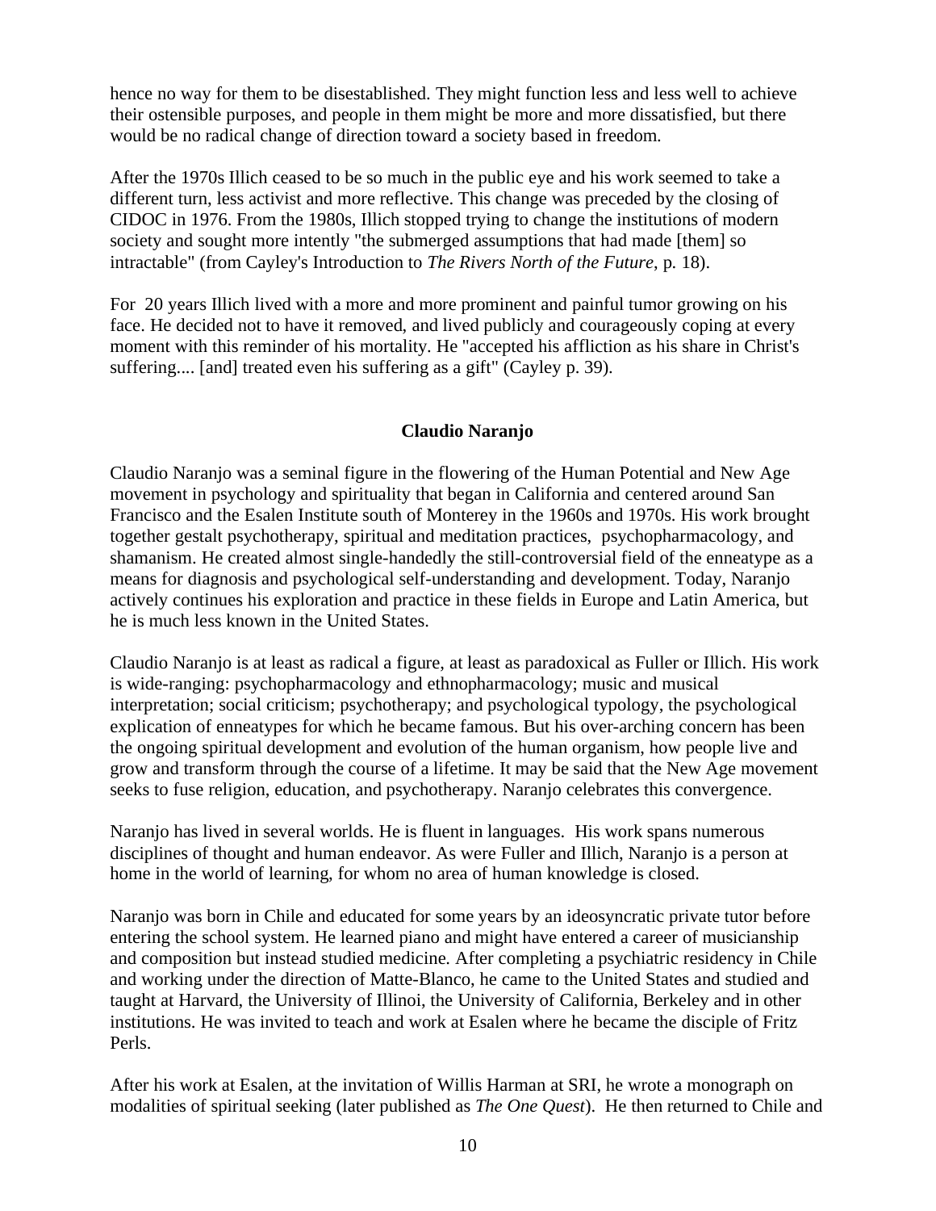hence no way for them to be disestablished. They might function less and less well to achieve their ostensible purposes, and people in them might be more and more dissatisfied, but there would be no radical change of direction toward a society based in freedom.

After the 1970s Illich ceased to be so much in the public eye and his work seemed to take a different turn, less activist and more reflective. This change was preceded by the closing of CIDOC in 1976. From the 1980s, Illich stopped trying to change the institutions of modern society and sought more intently "the submerged assumptions that had made [them] so intractable" (from Cayley's Introduction to *The Rivers North of the Future*, p. 18).

For 20 years Illich lived with a more and more prominent and painful tumor growing on his face. He decided not to have it removed, and lived publicly and courageously coping at every moment with this reminder of his mortality. He "accepted his affliction as his share in Christ's suffering.... [and] treated even his suffering as a gift" (Cayley p. 39).

## Claudio Naranjo

Claudio Naranjo was a seminal figure in the flowering of the Human Potential and New Age movement in psychology and spirituality that began in California and centered around San Francisco and the Esalen Institute south of Monterey in the 1960s and 1970s. His work brought together gestalt psychotherapy, spiritual and meditation practices, psychopharmacology, and shamanism. He created almost single-handedly the still-controversial field of the enneatype as a means for diagnosis and psychological self-understanding and development. Today, Naranjo actively continues his exploration and practice in these fields in Europe and Latin America, but he is much less known in the United States.

Claudio Naranjo is at least as radical a figure, at least as paradoxical as Fuller or Illich. His work is wide-ranging: psychopharmacology and ethnopharmacology; music and musical interpretation; social criticism; psychotherapy; and psychological typology, the psychological explication of enneatypes for which he became famous. But his over-arching concern has been the ongoing spiritual development and evolution of the human organism, how people live and grow and transform through the course of a lifetime. It may be said that the New Age movement seeks to fuse religion, education, and psychotherapy. Naranjo celebrates this convergence.

Naranjo has lived in several worlds. He is fluent in languages. His work spans numerous disciplines of thought and human endeavor. As were Fuller and Illich, Naranjo is a person at home in the world of learning, for whom no area of human knowledge is closed.

Naranjo was born in Chile and educated for some years by an ideosyncratic private tutor before entering the school system. He learned piano and might have entered a career of musicianship and composition but instead studied medicine. After completing a psychiatric residency in Chile and working under the direction of Matte-Blanco, he came to the United States and studied and taught at Harvard, the University of Illinoi, the University of California, Berkeley and in other institutions. He was invited to teach and work at Esalen where he became the disciple of Fritz Perls.

After his work at Esalen, at the invitation of Willis Harman at SRI, he wrote a monograph on modalities of spiritual seeking (later published as *The One Quest*). He then returned to Chile and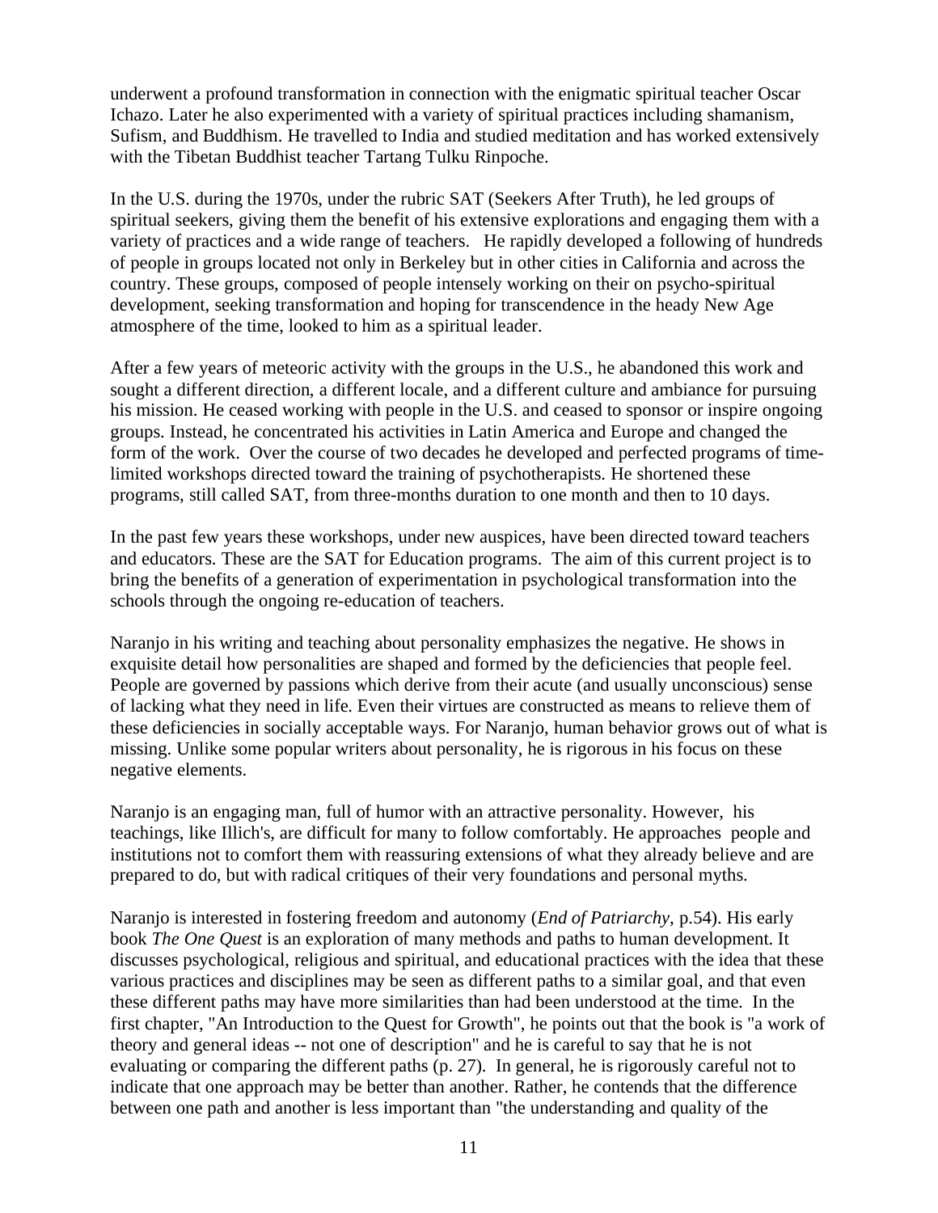underwent a profound transformation in connection with the enigmatic spiritual teacher Oscar Ichazo. Later he also experimented with a variety of spiritual practices including shamanism, Sufism, and Buddhism. He travelled to India and studied meditation and has worked extensively with the Tibetan Buddhist teacher Tartang Tulku Rinpoche.

In the U.S. during the 1970s, under the rubric SAT (Seekers After Truth), he led groups of spiritual seekers, giving them the benefit of his extensive explorations and engaging them with a variety of practices and a wide range of teachers. He rapidly developed a following of hundreds of people in groups located not only in Berkeley but in other cities in California and across the country. These groups, composed of people intensely working on their on psycho-spiritual development, seeking transformation and hoping for transcendence in the heady New Age atmosphere of the time, looked to him as a spiritual leader.

After a few years of meteoric activity with the groups in the U.S., he abandoned this work and sought a different direction, a different locale, and a different culture and ambiance for pursuing his mission. He ceased working with people in the U.S. and ceased to sponsor or inspire ongoing groups. Instead, he concentrated his activities in Latin America and Europe and changed the form of the work. Over the course of two decades he developed and perfected programs of time-limited workshops directed toward the training of psychotherapists. He shortened these programs, still called SAT, from three-months duration to one month and then to 10 days.

In the past few years these workshops, under new auspices, have been directed toward teachers and educators. These are the SAT for Education programs. The aim of this current project is to bring the benefits of a generation of experimentation in psychological transformation into the schools through the ongoing re-education of teachers.

Naranjo in his writing and teaching about personality emphasizes the negative. He shows in exquisite detail how personalities are shaped and formed by the deficiencies that people feel. People are governed by passions which derive from their acute (and usually unconscious) sense of lacking what they need in life. Even their virtues are constructed as means to relieve them of these deficiencies in socially acceptable ways. For Naranjo, human behavior grows out of what is missing. Unlike some popular writers about personality, he is rigorous in his focus on these negative elements.

Naranjo is an engaging man, full of humor with an attractive personality. However, his teachings, like Illich's, are difficult for many to follow comfortably. He approaches people and institutions not to comfort them with reassuring extensions of what they already believe and are prepared to do, but with radical critiques of their very foundations and personal myths.

Naranjo is interested in fostering freedom and autonomy (*End of Patriarchy*, p.54). His early book *The One Quest* is an exploration of many methods and paths to human development. It discusses psychological, religious and spiritual, and educational practices with the idea that these various practices and disciplines may be seen as different paths to a similar goal, and that even these different paths may have more similarities than had been understood at the time. In the first chapter, "An Introduction to the Quest for Growth", he points out that the book is "a work of theory and general ideas -- not one of description" and he is careful to say that he is not evaluating or comparing the different paths (p. 27). In general, he is rigorously careful not to indicate that one approach may be better than another. Rather, he contends that the difference between one path and another is less important than "the understanding and quality of the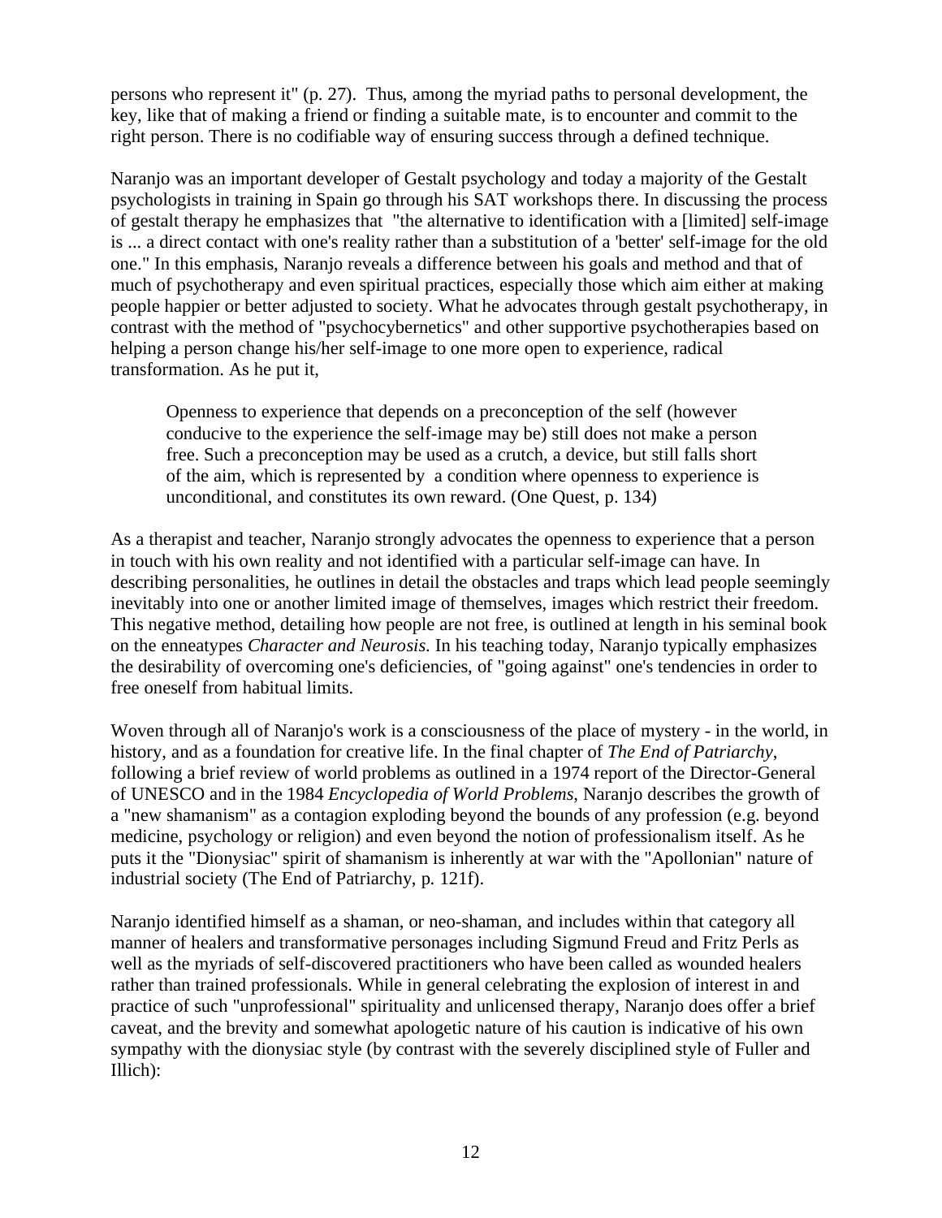persons who represent it" (p. 27). Thus, among the myriad paths to personal development, the key, like that of making a friend or finding a suitable mate, is to encounter and commit to the right person. There is no codifiable way of ensuring success through a defined technique.

Naranjo was an important developer of Gestalt psychology and today a majority of the Gestalt psychologists in training in Spain go through his SAT workshops there. In discussing the process of gestalt therapy he emphasizes that "the alternative to identification with a [limited] self-image is ... a direct contact with one's reality rather than a substitution of a 'better' self-image for the old one." In this emphasis, Naranjo reveals a difference between his goals and method and that of much of psychotherapy and even spiritual practices, especially those which aim either at making people happier or better adjusted to society. What he advocates through gestalt psychotherapy, in contrast with the method of "psychocybernetics" and other supportive psychotherapies based on helping a person change his/her self-image to one more open to experience, radical transformation. As he put it,

> Openness to experience that depends on a preconception of the self (however conducive to the experience the self-image may be) still does not make a person free. Such a preconception may be used as a crutch, a device, but still falls short of the aim, which is represented by a condition where openness to experience is unconditional, and constitutes its own reward. (One Quest, p. 134)

As a therapist and teacher, Naranjo strongly advocates the openness to experience that a person in touch with his own reality and not identified with a particular self-image can have. In describing personalities, he outlines in detail the obstacles and traps which lead people seemingly inevitably into one or another limited image of themselves, images which restrict their freedom. This negative method, detailing how people are not free, is outlined at length in his seminal book on the enneatypes *Character and Neurosis*. In his teaching today, Naranjo typically emphasizes the desirability of overcoming one's deficiencies, of "going against" one's tendencies in order to free oneself from habitual limits.

Woven through all of Naranjo's work is a consciousness of the place of mystery - in the world, in history, and as a foundation for creative life. In the final chapter of *The End of Patriarchy*, following a brief review of world problems as outlined in a 1974 report of the Director-General of UNESCO and in the 1984 *Encyclopedia of World Problems*, Naranjo describes the growth of a "new shamanism" as a contagion exploding beyond the bounds of any profession (e.g. beyond medicine, psychology or religion) and even beyond the notion of professionalism itself. As he puts it the "Dionysiac" spirit of shamanism is inherently at war with the "Apollonian" nature of industrial society (The End of Patriarchy, p. 121f).

Naranjo identified himself as a shaman, or neo-shaman, and includes within that category all manner of healers and transformative personages including Sigmund Freud and Fritz Perls as well as the myriads of self-discovered practitioners who have been called as wounded healers rather than trained professionals. While in general celebrating the explosion of interest in and practice of such "unprofessional" spirituality and unlicensed therapy, Naranjo does offer a brief caveat, and the brevity and somewhat apologetic nature of his caution is indicative of his own sympathy with the dionysiac style (by contrast with the severely disciplined style of Fuller and Illich):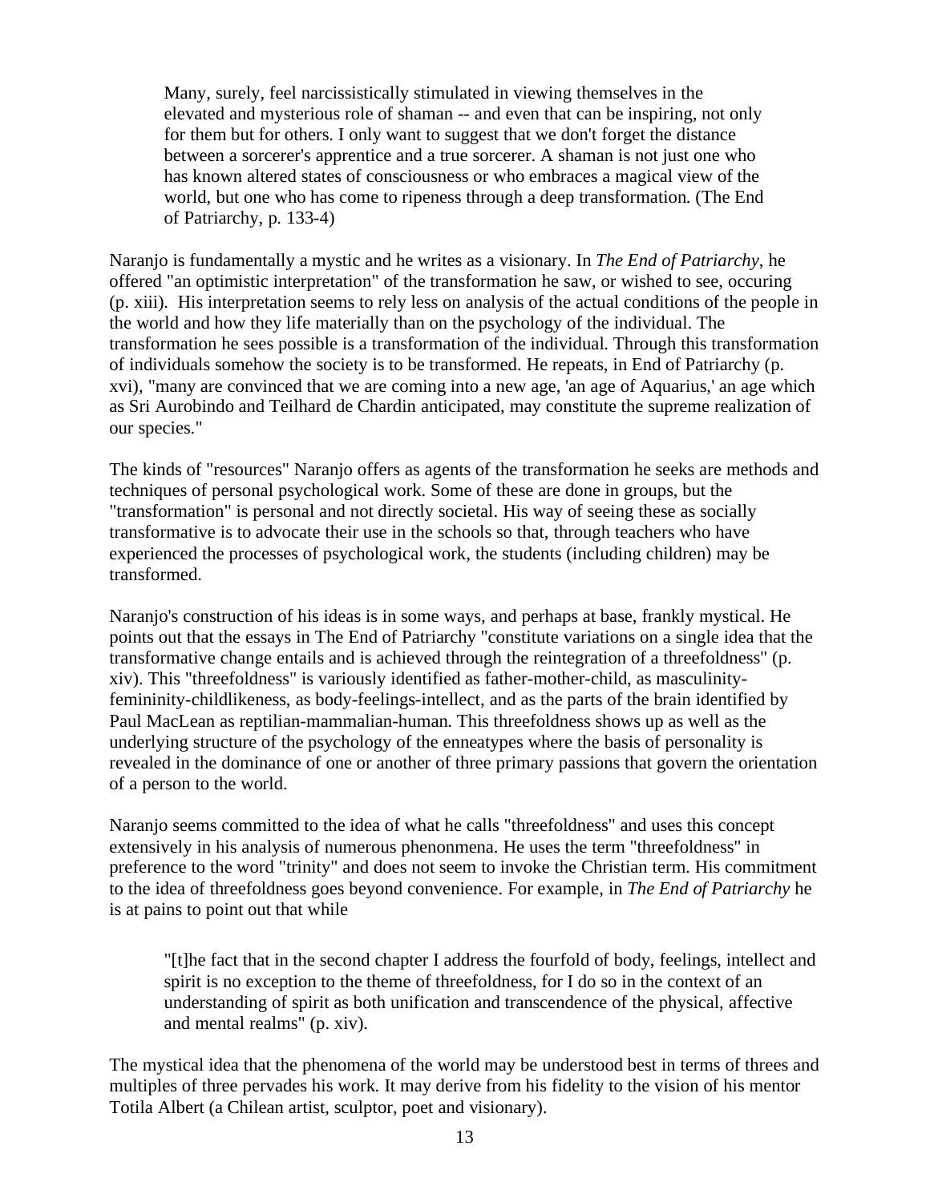> Many, surely, feel narcissistically stimulated in viewing themselves in the elevated and mysterious role of shaman -- and even that can be inspiring, not only for them but for others. I only want to suggest that we don't forget the distance between a sorcerer's apprentice and a true sorcerer. A shaman is not just one who has known altered states of consciousness or who embraces a magical view of the world, but one who has come to ripeness through a deep transformation. (The End of Patriarchy, p. 133-4)

Naranjo is fundamentally a mystic and he writes as a visionary. In *The End of Patriarchy*, he offered "an optimistic interpretation" of the transformation he saw, or wished to see, occuring (p. xiii). His interpretation seems to rely less on analysis of the actual conditions of the people in the world and how they life materially than on the psychology of the individual. The transformation he sees possible is a transformation of the individual. Through this transformation of individuals somehow the society is to be transformed. He repeats, in End of Patriarchy (p. xvi), "many are convinced that we are coming into a new age, 'an age of Aquarius,' an age which as Sri Aurobindo and Teilhard de Chardin anticipated, may constitute the supreme realization of our species."

The kinds of "resources" Naranjo offers as agents of the transformation he seeks are methods and techniques of personal psychological work. Some of these are done in groups, but the "transformation" is personal and not directly societal. His way of seeing these as socially transformative is to advocate their use in the schools so that, through teachers who have experienced the processes of psychological work, the students (including children) may be transformed.

Naranjo's construction of his ideas is in some ways, and perhaps at base, frankly mystical. He points out that the essays in The End of Patriarchy "constitute variations on a single idea that the transformative change entails and is achieved through the reintegration of a threefoldness" (p. xiv). This "threefoldness" is variously identified as father-mother-child, as masculinity-femininity-childlikeness, as body-feelings-intellect, and as the parts of the brain identified by Paul MacLean as reptilian-mammalian-human. This threefoldness shows up as well as the underlying structure of the psychology of the enneatypes where the basis of personality is revealed in the dominance of one or another of three primary passions that govern the orientation of a person to the world.

Naranjo seems committed to the idea of what he calls "threefoldness" and uses this concept extensively in his analysis of numerous phenonmena. He uses the term "threefoldness" in preference to the word "trinity" and does not seem to invoke the Christian term. His commitment to the idea of threefoldness goes beyond convenience. For example, in *The End of Patriarchy* he is at pains to point out that while

> "[t]he fact that in the second chapter I address the fourfold of body, feelings, intellect and spirit is no exception to the theme of threefoldness, for I do so in the context of an understanding of spirit as both unification and transcendence of the physical, affective and mental realms" (p. xiv).

The mystical idea that the phenomena of the world may be understood best in terms of threes and multiples of three pervades his work. It may derive from his fidelity to the vision of his mentor Totila Albert (a Chilean artist, sculptor, poet and visionary).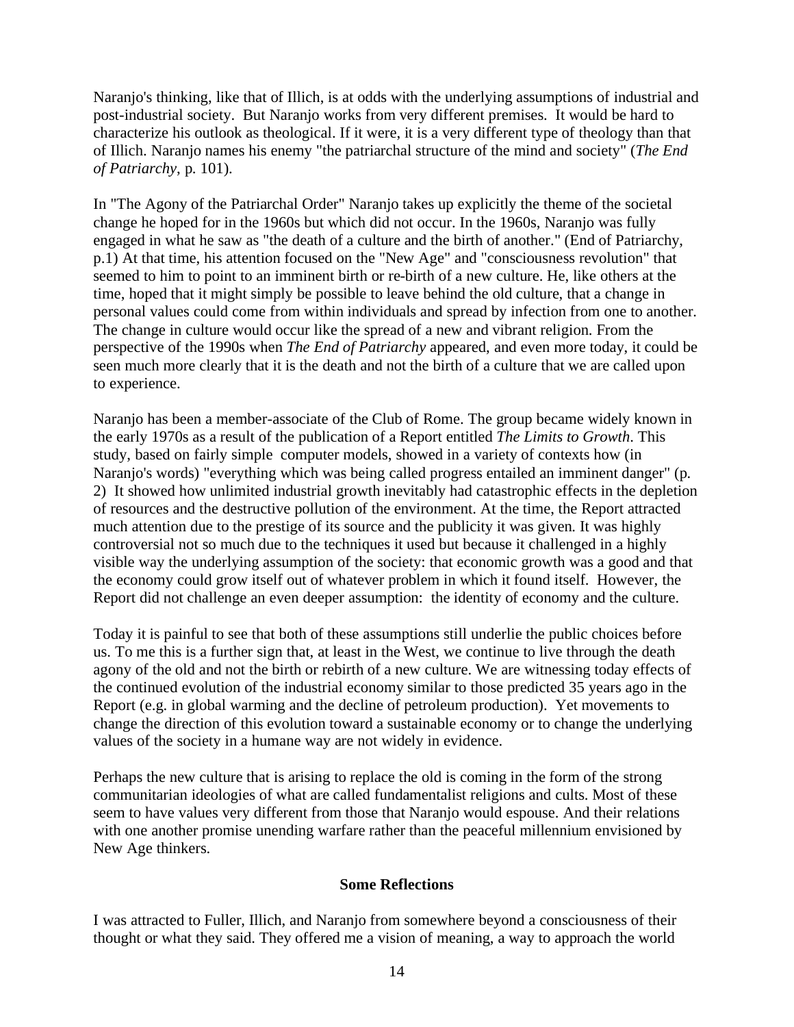Naranjo's thinking, like that of Illich, is at odds with the underlying assumptions of industrial and post-industrial society. But Naranjo works from very different premises. It would be hard to characterize his outlook as theological. If it were, it is a very different type of theology than that of Illich. Naranjo names his enemy "the patriarchal structure of the mind and society" (*The End of Patriarchy*, p. 101).

In "The Agony of the Patriarchal Order" Naranjo takes up explicitly the theme of the societal change he hoped for in the 1960s but which did not occur. In the 1960s, Naranjo was fully engaged in what he saw as "the death of a culture and the birth of another." (End of Patriarchy, p.1) At that time, his attention focused on the "New Age" and "consciousness revolution" that seemed to him to point to an imminent birth or re-birth of a new culture. He, like others at the time, hoped that it might simply be possible to leave behind the old culture, that a change in personal values could come from within individuals and spread by infection from one to another. The change in culture would occur like the spread of a new and vibrant religion. From the perspective of the 1990s when *The End of Patriarchy* appeared, and even more today, it could be seen much more clearly that it is the death and not the birth of a culture that we are called upon to experience.

Naranjo has been a member-associate of the Club of Rome. The group became widely known in the early 1970s as a result of the publication of a Report entitled *The Limits to Growth*. This study, based on fairly simple computer models, showed in a variety of contexts how (in Naranjo's words) "everything which was being called progress entailed an imminent danger" (p. 2) It showed how unlimited industrial growth inevitably had catastrophic effects in the depletion of resources and the destructive pollution of the environment. At the time, the Report attracted much attention due to the prestige of its source and the publicity it was given. It was highly controversial not so much due to the techniques it used but because it challenged in a highly visible way the underlying assumption of the society: that economic growth was a good and that the economy could grow itself out of whatever problem in which it found itself. However, the Report did not challenge an even deeper assumption: the identity of economy and the culture.

Today it is painful to see that both of these assumptions still underlie the public choices before us. To me this is a further sign that, at least in the West, we continue to live through the death agony of the old and not the birth or rebirth of a new culture. We are witnessing today effects of the continued evolution of the industrial economy similar to those predicted 35 years ago in the Report (e.g. in global warming and the decline of petroleum production). Yet movements to change the direction of this evolution toward a sustainable economy or to change the underlying values of the society in a humane way are not widely in evidence.

Perhaps the new culture that is arising to replace the old is coming in the form of the strong communitarian ideologies of what are called fundamentalist religions and cults. Most of these seem to have values very different from those that Naranjo would espouse. And their relations with one another promise unending warfare rather than the peaceful millennium envisioned by New Age thinkers.

**Some Reflections**

I was attracted to Fuller, Illich, and Naranjo from somewhere beyond a consciousness of their thought or what they said. They offered me a vision of meaning, a way to approach the world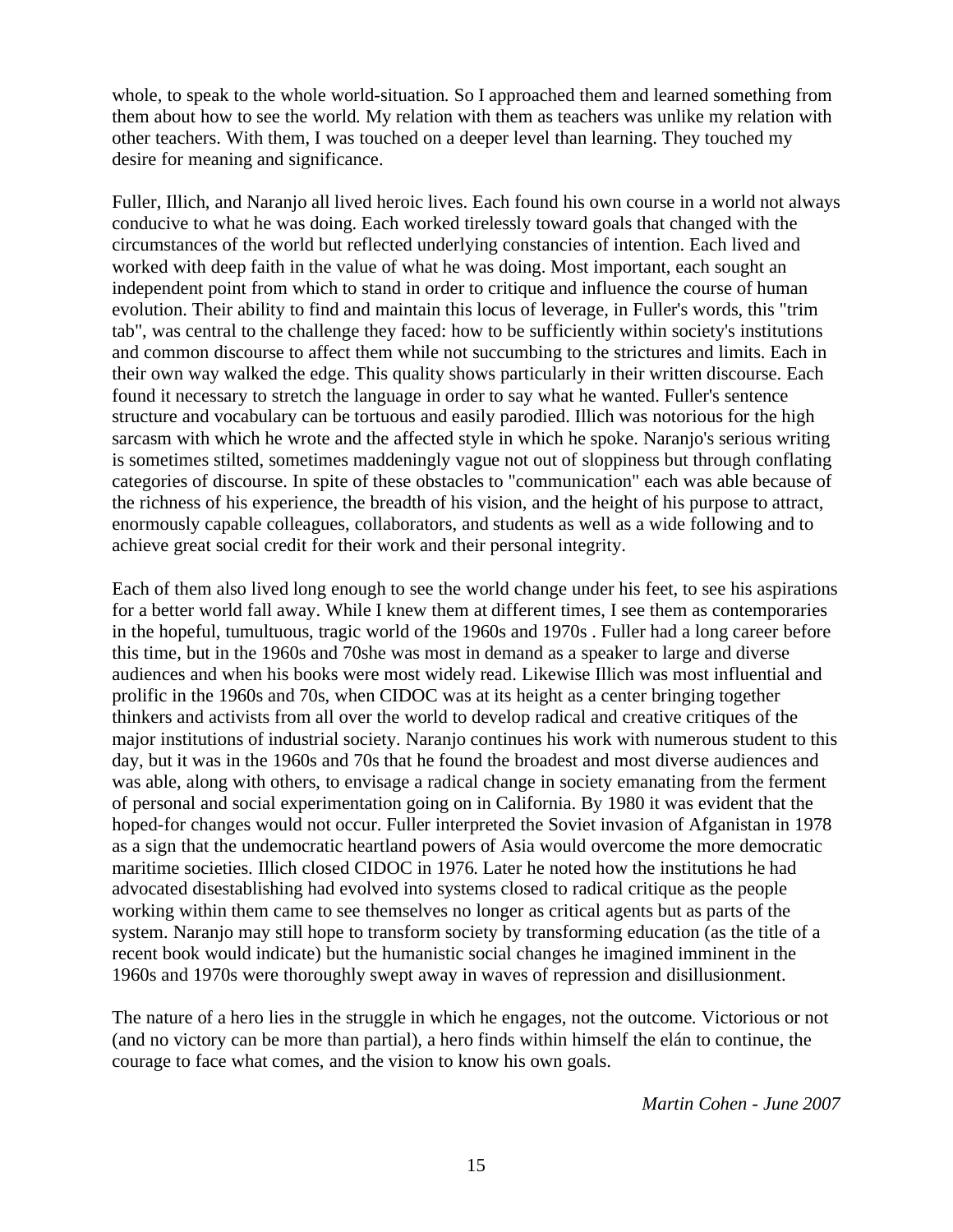whole, to speak to the whole world-situation. So I approached them and learned something from them about how to see the world. My relation with them as teachers was unlike my relation with other teachers. With them, I was touched on a deeper level than learning. They touched my desire for meaning and significance.

Fuller, Illich, and Naranjo all lived heroic lives. Each found his own course in a world not always conducive to what he was doing. Each worked tirelessly toward goals that changed with the circumstances of the world but reflected underlying constancies of intention. Each lived and worked with deep faith in the value of what he was doing. Most important, each sought an independent point from which to stand in order to critique and influence the course of human evolution. Their ability to find and maintain this locus of leverage, in Fuller's words, this "trim tab", was central to the challenge they faced: how to be sufficiently within society's institutions and common discourse to affect them while not succumbing to the strictures and limits. Each in their own way walked the edge. This quality shows particularly in their written discourse. Each found it necessary to stretch the language in order to say what he wanted. Fuller's sentence structure and vocabulary can be tortuous and easily parodied. Illich was notorious for the high sarcasm with which he wrote and the affected style in which he spoke. Naranjo's serious writing is sometimes stilted, sometimes maddeningly vague not out of sloppiness but through conflating categories of discourse. In spite of these obstacles to "communication" each was able because of the richness of his experience, the breadth of his vision, and the height of his purpose to attract, enormously capable colleagues, collaborators, and students as well as a wide following and to achieve great social credit for their work and their personal integrity.

Each of them also lived long enough to see the world change under his feet, to see his aspirations for a better world fall away. While I knew them at different times, I see them as contemporaries in the hopeful, tumultuous, tragic world of the 1960s and 1970s . Fuller had a long career before this time, but in the 1960s and 70she was most in demand as a speaker to large and diverse audiences and when his books were most widely read. Likewise Illich was most influential and prolific in the 1960s and 70s, when CIDOC was at its height as a center bringing together thinkers and activists from all over the world to develop radical and creative critiques of the major institutions of industrial society. Naranjo continues his work with numerous student to this day, but it was in the 1960s and 70s that he found the broadest and most diverse audiences and was able, along with others, to envisage a radical change in society emanating from the ferment of personal and social experimentation going on in California. By 1980 it was evident that the hoped-for changes would not occur. Fuller interpreted the Soviet invasion of Afganistan in 1978 as a sign that the undemocratic heartland powers of Asia would overcome the more democratic maritime societies. Illich closed CIDOC in 1976. Later he noted how the institutions he had advocated disestablishing had evolved into systems closed to radical critique as the people working within them came to see themselves no longer as critical agents but as parts of the system. Naranjo may still hope to transform society by transforming education (as the title of a recent book would indicate) but the humanistic social changes he imagined imminent in the 1960s and 1970s were thoroughly swept away in waves of repression and disillusionment.

The nature of a hero lies in the struggle in which he engages, not the outcome. Victorious or not (and no victory can be more than partial), a hero finds within himself the elán to continue, the courage to face what comes, and the vision to know his own goals.

*Martin Cohen - June 2007*